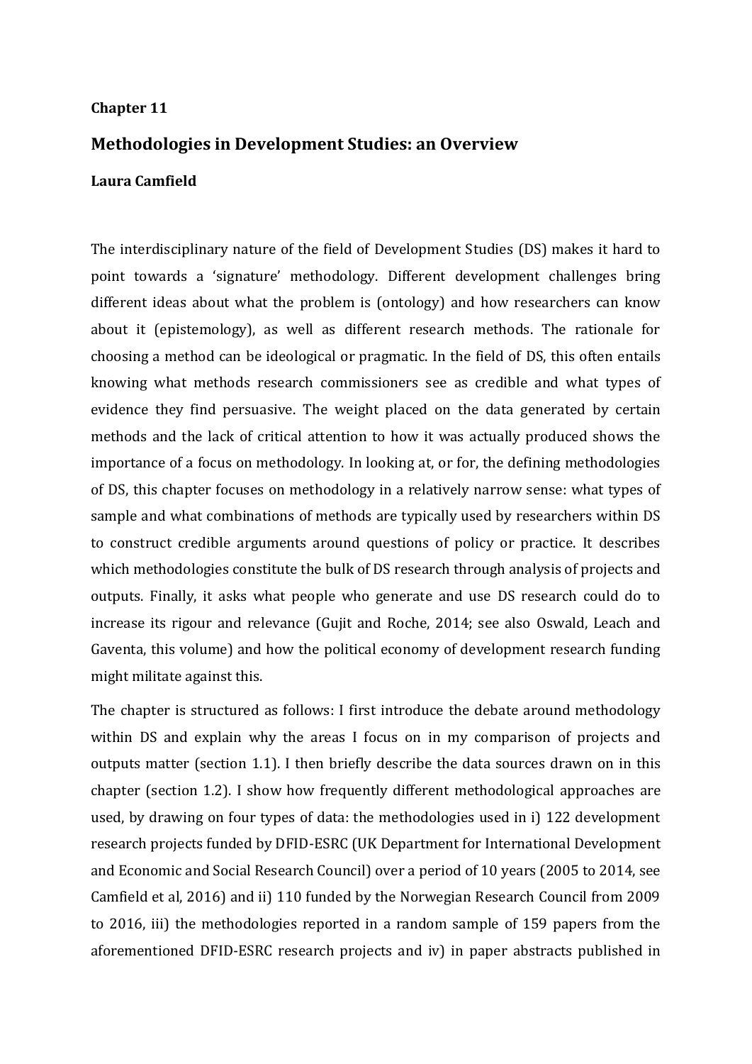**Chapter 11**

# Methodologies in Development Studies: an Overview

**Laura Camfield**

The interdisciplinary nature of the field of Development Studies (DS) makes it hard to point towards a 'signature' methodology. Different development challenges bring different ideas about what the problem is (ontology) and how researchers can know about it (epistemology), as well as different research methods. The rationale for choosing a method can be ideological or pragmatic. In the field of DS, this often entails knowing what methods research commissioners see as credible and what types of evidence they find persuasive. The weight placed on the data generated by certain methods and the lack of critical attention to how it was actually produced shows the importance of a focus on methodology. In looking at, or for, the defining methodologies of DS, this chapter focuses on methodology in a relatively narrow sense: what types of sample and what combinations of methods are typically used by researchers within DS to construct credible arguments around questions of policy or practice. It describes which methodologies constitute the bulk of DS research through analysis of projects and outputs. Finally, it asks what people who generate and use DS research could do to increase its rigour and relevance (Gujit and Roche, 2014; see also Oswald, Leach and Gaventa, this volume) and how the political economy of development research funding might militate against this.

The chapter is structured as follows: I first introduce the debate around methodology within DS and explain why the areas I focus on in my comparison of projects and outputs matter (section 1.1). I then briefly describe the data sources drawn on in this chapter (section 1.2). I show how frequently different methodological approaches are used, by drawing on four types of data: the methodologies used in i) 122 development research projects funded by DFID-ESRC (UK Department for International Development and Economic and Social Research Council) over a period of 10 years (2005 to 2014, see Camfield et al, 2016) and ii) 110 funded by the Norwegian Research Council from 2009 to 2016, iii) the methodologies reported in a random sample of 159 papers from the aforementioned DFID-ESRC research projects and iv) in paper abstracts published in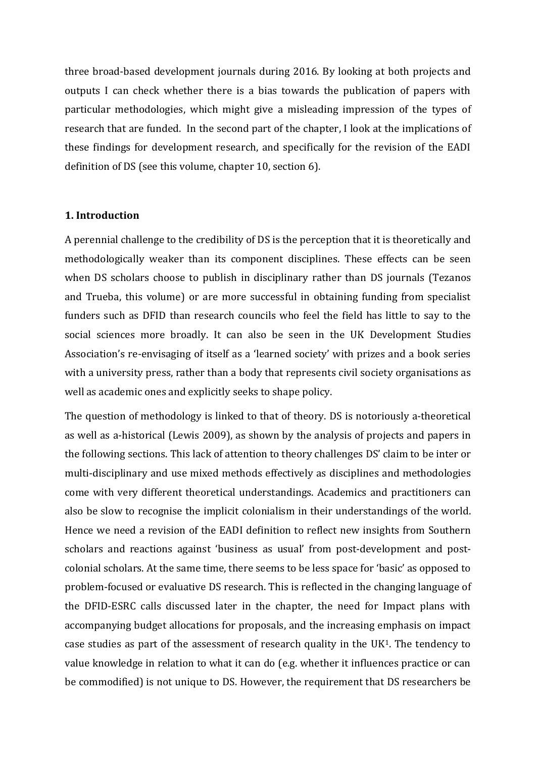three broad-based development journals during 2016. By looking at both projects and outputs I can check whether there is a bias towards the publication of papers with particular methodologies, which might give a misleading impression of the types of research that are funded. In the second part of the chapter, I look at the implications of these findings for development research, and specifically for the revision of the EADI definition of DS (see this volume, chapter 10, section 6).

## 1. Introduction

A perennial challenge to the credibility of DS is the perception that it is theoretically and methodologically weaker than its component disciplines. These effects can be seen when DS scholars choose to publish in disciplinary rather than DS journals (Tezanos and Trueba, this volume) or are more successful in obtaining funding from specialist funders such as DFID than research councils who feel the field has little to say to the social sciences more broadly. It can also be seen in the UK Development Studies Association's re-envisaging of itself as a 'learned society' with prizes and a book series with a university press, rather than a body that represents civil society organisations as well as academic ones and explicitly seeks to shape policy.

The question of methodology is linked to that of theory. DS is notoriously a-theoretical as well as a-historical (Lewis 2009), as shown by the analysis of projects and papers in the following sections. This lack of attention to theory challenges DS' claim to be inter or multi-disciplinary and use mixed methods effectively as disciplines and methodologies come with very different theoretical understandings. Academics and practitioners can also be slow to recognise the implicit colonialism in their understandings of the world. Hence we need a revision of the EADI definition to reflect new insights from Southern scholars and reactions against 'business as usual' from post-development and post-colonial scholars. At the same time, there seems to be less space for 'basic' as opposed to problem-focused or evaluative DS research. This is reflected in the changing language of the DFID-ESRC calls discussed later in the chapter, the need for Impact plans with accompanying budget allocations for proposals, and the increasing emphasis on impact case studies as part of the assessment of research quality in the UK[1]. The tendency to value knowledge in relation to what it can do (e.g. whether it influences practice or can be commodified) is not unique to DS. However, the requirement that DS researchers be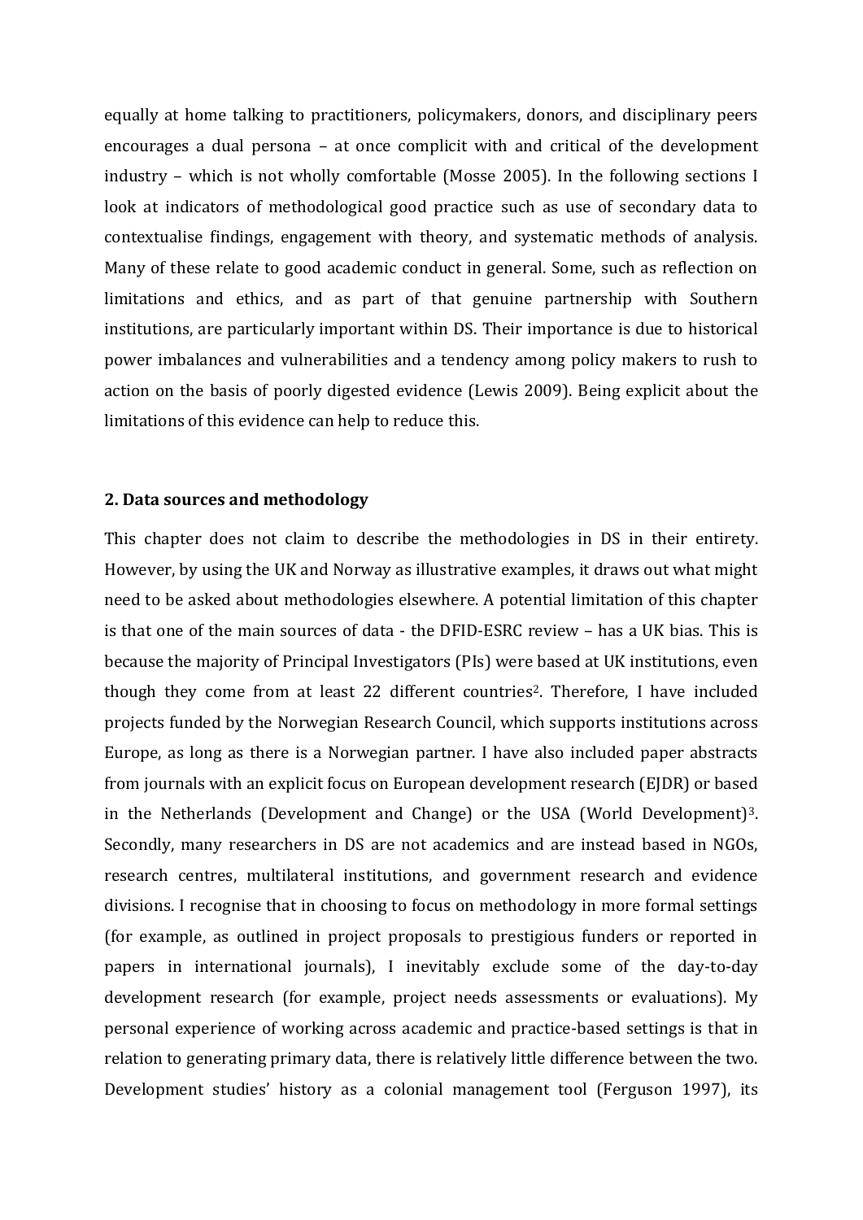equally at home talking to practitioners, policymakers, donors, and disciplinary peers encourages a dual persona – at once complicit with and critical of the development industry – which is not wholly comfortable (Mosse 2005). In the following sections I look at indicators of methodological good practice such as use of secondary data to contextualise findings, engagement with theory, and systematic methods of analysis. Many of these relate to good academic conduct in general. Some, such as reflection on limitations and ethics, and as part of that genuine partnership with Southern institutions, are particularly important within DS. Their importance is due to historical power imbalances and vulnerabilities and a tendency among policy makers to rush to action on the basis of poorly digested evidence (Lewis 2009). Being explicit about the limitations of this evidence can help to reduce this.

## 2. Data sources and methodology

This chapter does not claim to describe the methodologies in DS in their entirety. However, by using the UK and Norway as illustrative examples, it draws out what might need to be asked about methodologies elsewhere. A potential limitation of this chapter is that one of the main sources of data - the DFID-ESRC review – has a UK bias. This is because the majority of Principal Investigators (PIs) were based at UK institutions, even though they come from at least 22 different countries[2]. Therefore, I have included projects funded by the Norwegian Research Council, which supports institutions across Europe, as long as there is a Norwegian partner. I have also included paper abstracts from journals with an explicit focus on European development research (EJDR) or based in the Netherlands (Development and Change) or the USA (World Development)[3]. Secondly, many researchers in DS are not academics and are instead based in NGOs, research centres, multilateral institutions, and government research and evidence divisions. I recognise that in choosing to focus on methodology in more formal settings (for example, as outlined in project proposals to prestigious funders or reported in papers in international journals), I inevitably exclude some of the day-to-day development research (for example, project needs assessments or evaluations). My personal experience of working across academic and practice-based settings is that in relation to generating primary data, there is relatively little difference between the two. Development studies' history as a colonial management tool (Ferguson 1997), its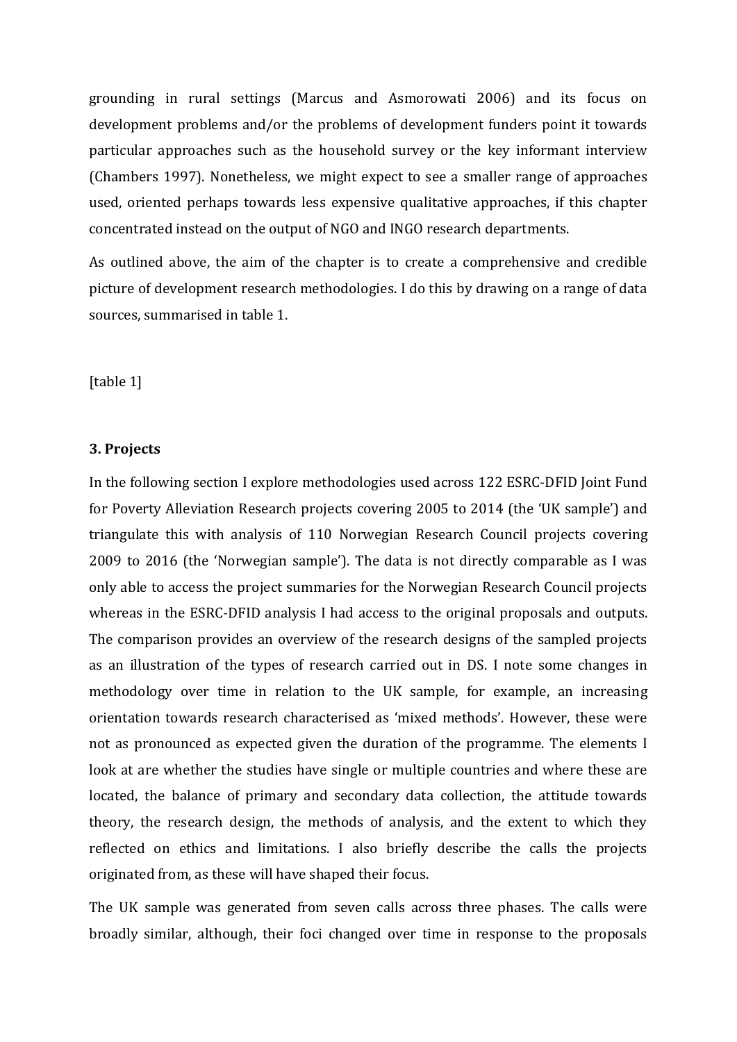grounding in rural settings (Marcus and Asmorowati 2006) and its focus on development problems and/or the problems of development funders point it towards particular approaches such as the household survey or the key informant interview (Chambers 1997). Nonetheless, we might expect to see a smaller range of approaches used, oriented perhaps towards less expensive qualitative approaches, if this chapter concentrated instead on the output of NGO and INGO research departments.

As outlined above, the aim of the chapter is to create a comprehensive and credible picture of development research methodologies. I do this by drawing on a range of data sources, summarised in table 1.

[table 1]

### 3. Projects

In the following section I explore methodologies used across 122 ESRC-DFID Joint Fund for Poverty Alleviation Research projects covering 2005 to 2014 (the 'UK sample') and triangulate this with analysis of 110 Norwegian Research Council projects covering 2009 to 2016 (the 'Norwegian sample'). The data is not directly comparable as I was only able to access the project summaries for the Norwegian Research Council projects whereas in the ESRC-DFID analysis I had access to the original proposals and outputs. The comparison provides an overview of the research designs of the sampled projects as an illustration of the types of research carried out in DS. I note some changes in methodology over time in relation to the UK sample, for example, an increasing orientation towards research characterised as 'mixed methods'. However, these were not as pronounced as expected given the duration of the programme. The elements I look at are whether the studies have single or multiple countries and where these are located, the balance of primary and secondary data collection, the attitude towards theory, the research design, the methods of analysis, and the extent to which they reflected on ethics and limitations. I also briefly describe the calls the projects originated from, as these will have shaped their focus.

The UK sample was generated from seven calls across three phases. The calls were broadly similar, although, their foci changed over time in response to the proposals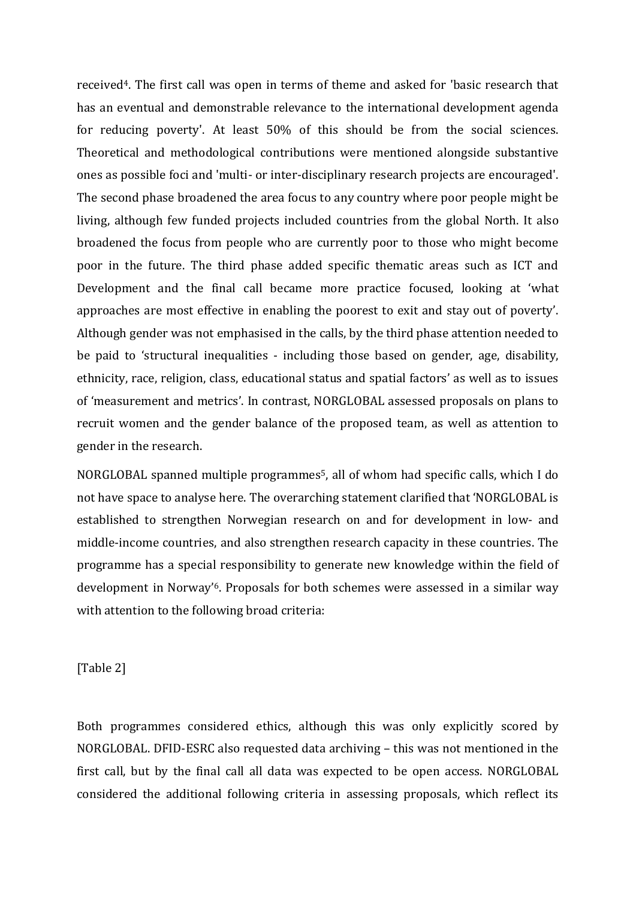received[4]. The first call was open in terms of theme and asked for 'basic research that has an eventual and demonstrable relevance to the international development agenda for reducing poverty'. At least 50% of this should be from the social sciences. Theoretical and methodological contributions were mentioned alongside substantive ones as possible foci and 'multi- or inter-disciplinary research projects are encouraged'. The second phase broadened the area focus to any country where poor people might be living, although few funded projects included countries from the global North. It also broadened the focus from people who are currently poor to those who might become poor in the future. The third phase added specific thematic areas such as ICT and Development and the final call became more practice focused, looking at 'what approaches are most effective in enabling the poorest to exit and stay out of poverty'. Although gender was not emphasised in the calls, by the third phase attention needed to be paid to 'structural inequalities - including those based on gender, age, disability, ethnicity, race, religion, class, educational status and spatial factors' as well as to issues of 'measurement and metrics'. In contrast, NORGLOBAL assessed proposals on plans to recruit women and the gender balance of the proposed team, as well as attention to gender in the research.

NORGLOBAL spanned multiple programmes[5], all of whom had specific calls, which I do not have space to analyse here. The overarching statement clarified that 'NORGLOBAL is established to strengthen Norwegian research on and for development in low- and middle-income countries, and also strengthen research capacity in these countries. The programme has a special responsibility to generate new knowledge within the field of development in Norway'[6]. Proposals for both schemes were assessed in a similar way with attention to the following broad criteria:

[Table 2]

Both programmes considered ethics, although this was only explicitly scored by NORGLOBAL. DFID-ESRC also requested data archiving – this was not mentioned in the first call, but by the final call all data was expected to be open access. NORGLOBAL considered the additional following criteria in assessing proposals, which reflect its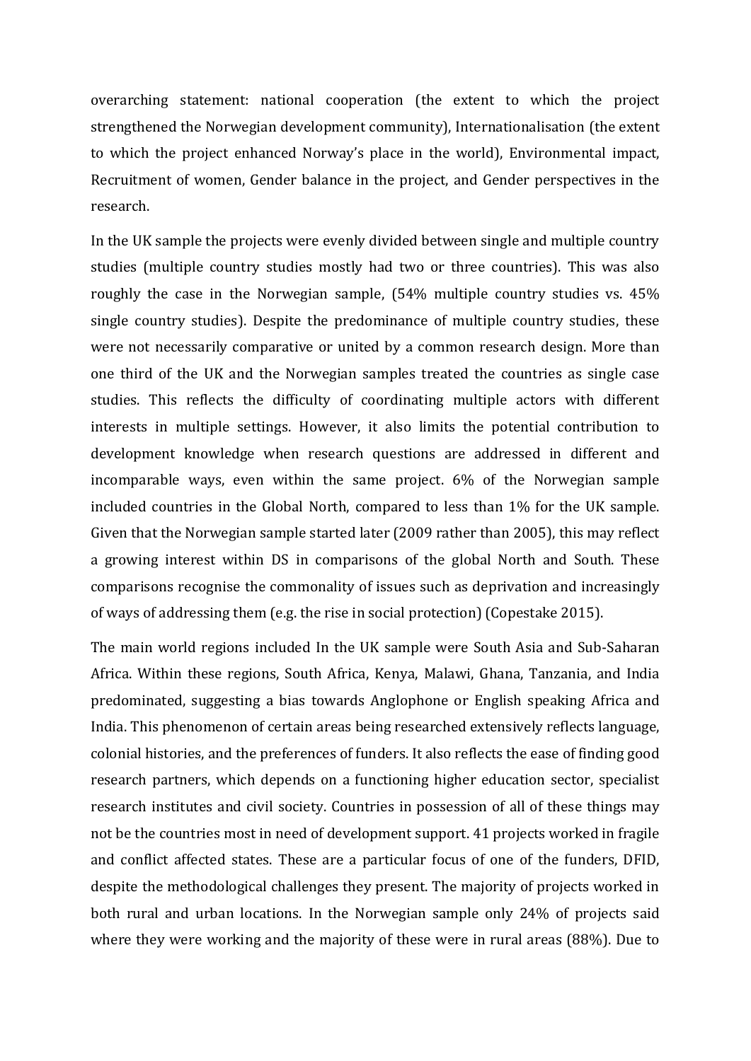overarching statement: national cooperation (the extent to which the project strengthened the Norwegian development community), Internationalisation (the extent to which the project enhanced Norway's place in the world), Environmental impact, Recruitment of women, Gender balance in the project, and Gender perspectives in the research.

In the UK sample the projects were evenly divided between single and multiple country studies (multiple country studies mostly had two or three countries). This was also roughly the case in the Norwegian sample, (54% multiple country studies vs. 45% single country studies). Despite the predominance of multiple country studies, these were not necessarily comparative or united by a common research design. More than one third of the UK and the Norwegian samples treated the countries as single case studies. This reflects the difficulty of coordinating multiple actors with different interests in multiple settings. However, it also limits the potential contribution to development knowledge when research questions are addressed in different and incomparable ways, even within the same project. 6% of the Norwegian sample included countries in the Global North, compared to less than 1% for the UK sample. Given that the Norwegian sample started later (2009 rather than 2005), this may reflect a growing interest within DS in comparisons of the global North and South. These comparisons recognise the commonality of issues such as deprivation and increasingly of ways of addressing them (e.g. the rise in social protection) (Copestake 2015).

The main world regions included In the UK sample were South Asia and Sub-Saharan Africa. Within these regions, South Africa, Kenya, Malawi, Ghana, Tanzania, and India predominated, suggesting a bias towards Anglophone or English speaking Africa and India. This phenomenon of certain areas being researched extensively reflects language, colonial histories, and the preferences of funders. It also reflects the ease of finding good research partners, which depends on a functioning higher education sector, specialist research institutes and civil society. Countries in possession of all of these things may not be the countries most in need of development support. 41 projects worked in fragile and conflict affected states. These are a particular focus of one of the funders, DFID, despite the methodological challenges they present. The majority of projects worked in both rural and urban locations. In the Norwegian sample only 24% of projects said where they were working and the majority of these were in rural areas (88%). Due to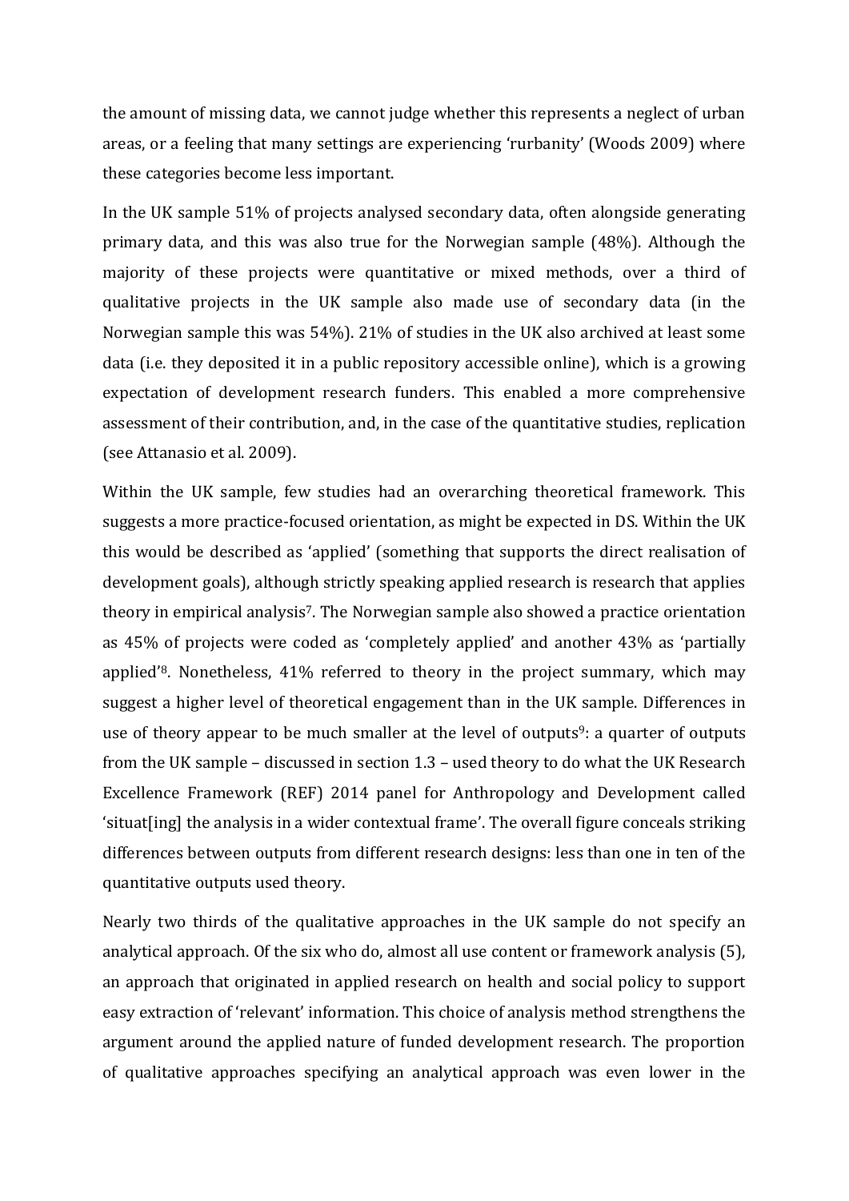the amount of missing data, we cannot judge whether this represents a neglect of urban areas, or a feeling that many settings are experiencing 'rurbanity' (Woods 2009) where these categories become less important.

In the UK sample 51% of projects analysed secondary data, often alongside generating primary data, and this was also true for the Norwegian sample (48%). Although the majority of these projects were quantitative or mixed methods, over a third of qualitative projects in the UK sample also made use of secondary data (in the Norwegian sample this was 54%). 21% of studies in the UK also archived at least some data (i.e. they deposited it in a public repository accessible online), which is a growing expectation of development research funders. This enabled a more comprehensive assessment of their contribution, and, in the case of the quantitative studies, replication (see Attanasio et al. 2009).

Within the UK sample, few studies had an overarching theoretical framework. This suggests a more practice-focused orientation, as might be expected in DS. Within the UK this would be described as 'applied' (something that supports the direct realisation of development goals), although strictly speaking applied research is research that applies theory in empirical analysis[7]. The Norwegian sample also showed a practice orientation as 45% of projects were coded as 'completely applied' and another 43% as 'partially applied'[8]. Nonetheless, 41% referred to theory in the project summary, which may suggest a higher level of theoretical engagement than in the UK sample. Differences in use of theory appear to be much smaller at the level of outputs[9]: a quarter of outputs from the UK sample – discussed in section 1.3 – used theory to do what the UK Research Excellence Framework (REF) 2014 panel for Anthropology and Development called 'situat[ing] the analysis in a wider contextual frame'. The overall figure conceals striking differences between outputs from different research designs: less than one in ten of the quantitative outputs used theory.

Nearly two thirds of the qualitative approaches in the UK sample do not specify an analytical approach. Of the six who do, almost all use content or framework analysis (5), an approach that originated in applied research on health and social policy to support easy extraction of 'relevant' information. This choice of analysis method strengthens the argument around the applied nature of funded development research. The proportion of qualitative approaches specifying an analytical approach was even lower in the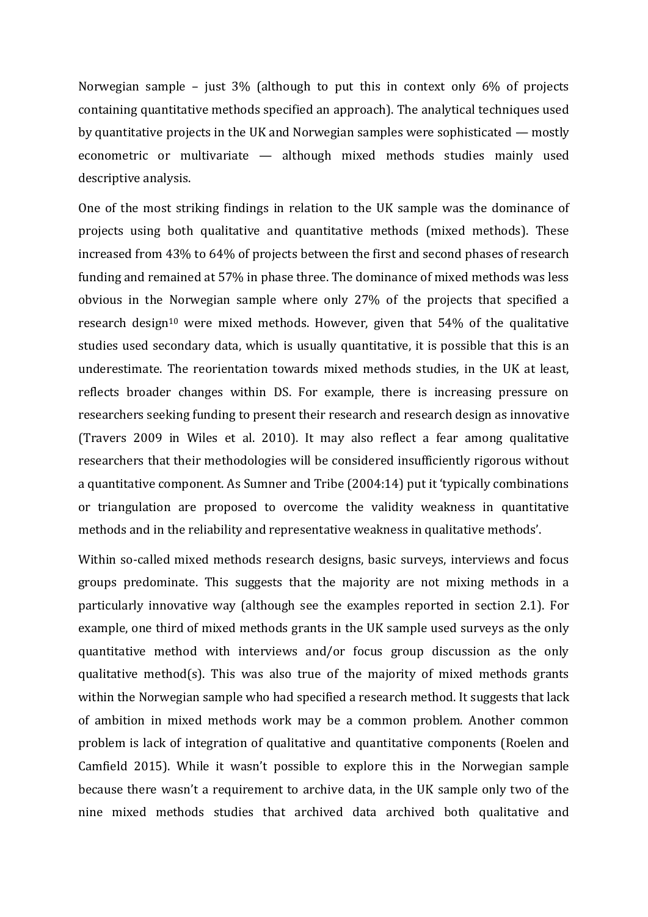Norwegian sample – just 3% (although to put this in context only 6% of projects containing quantitative methods specified an approach). The analytical techniques used by quantitative projects in the UK and Norwegian samples were sophisticated — mostly econometric or multivariate — although mixed methods studies mainly used descriptive analysis.

One of the most striking findings in relation to the UK sample was the dominance of projects using both qualitative and quantitative methods (mixed methods). These increased from 43% to 64% of projects between the first and second phases of research funding and remained at 57% in phase three. The dominance of mixed methods was less obvious in the Norwegian sample where only 27% of the projects that specified a research design[10] were mixed methods. However, given that 54% of the qualitative studies used secondary data, which is usually quantitative, it is possible that this is an underestimate. The reorientation towards mixed methods studies, in the UK at least, reflects broader changes within DS. For example, there is increasing pressure on researchers seeking funding to present their research and research design as innovative (Travers 2009 in Wiles et al. 2010). It may also reflect a fear among qualitative researchers that their methodologies will be considered insufficiently rigorous without a quantitative component. As Sumner and Tribe (2004:14) put it 'typically combinations or triangulation are proposed to overcome the validity weakness in quantitative methods and in the reliability and representative weakness in qualitative methods'.

Within so-called mixed methods research designs, basic surveys, interviews and focus groups predominate. This suggests that the majority are not mixing methods in a particularly innovative way (although see the examples reported in section 2.1). For example, one third of mixed methods grants in the UK sample used surveys as the only quantitative method with interviews and/or focus group discussion as the only qualitative method(s). This was also true of the majority of mixed methods grants within the Norwegian sample who had specified a research method. It suggests that lack of ambition in mixed methods work may be a common problem. Another common problem is lack of integration of qualitative and quantitative components (Roelen and Camfield 2015). While it wasn't possible to explore this in the Norwegian sample because there wasn't a requirement to archive data, in the UK sample only two of the nine mixed methods studies that archived data archived both qualitative and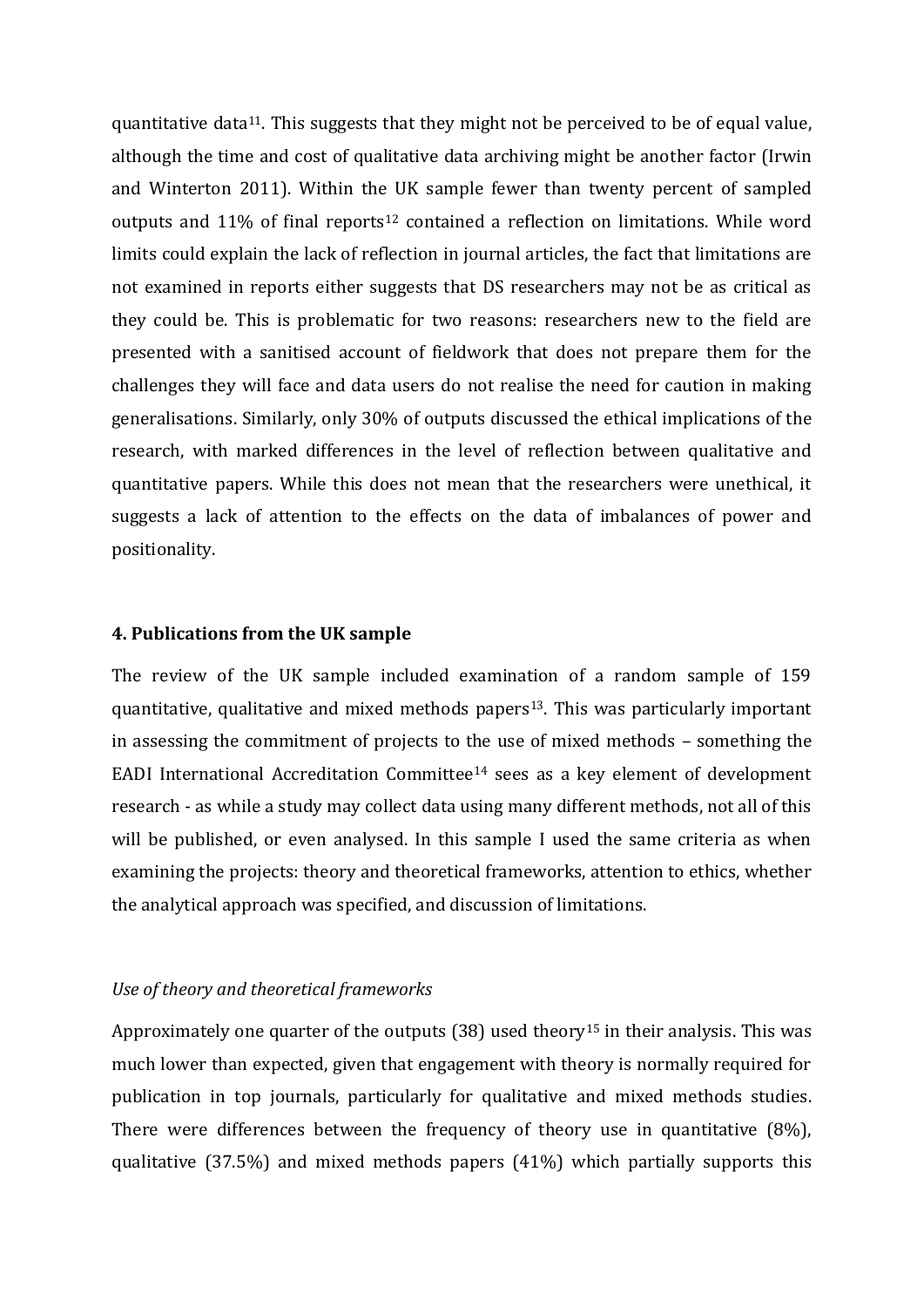quantitative data[11]. This suggests that they might not be perceived to be of equal value, although the time and cost of qualitative data archiving might be another factor (Irwin and Winterton 2011). Within the UK sample fewer than twenty percent of sampled outputs and 11% of final reports[12] contained a reflection on limitations. While word limits could explain the lack of reflection in journal articles, the fact that limitations are not examined in reports either suggests that DS researchers may not be as critical as they could be. This is problematic for two reasons: researchers new to the field are presented with a sanitised account of fieldwork that does not prepare them for the challenges they will face and data users do not realise the need for caution in making generalisations. Similarly, only 30% of outputs discussed the ethical implications of the research, with marked differences in the level of reflection between qualitative and quantitative papers. While this does not mean that the researchers were unethical, it suggests a lack of attention to the effects on the data of imbalances of power and positionality.

## 4. Publications from the UK sample

The review of the UK sample included examination of a random sample of 159 quantitative, qualitative and mixed methods papers[13]. This was particularly important in assessing the commitment of projects to the use of mixed methods – something the EADI International Accreditation Committee[14] sees as a key element of development research - as while a study may collect data using many different methods, not all of this will be published, or even analysed. In this sample I used the same criteria as when examining the projects: theory and theoretical frameworks, attention to ethics, whether the analytical approach was specified, and discussion of limitations.

### *Use of theory and theoretical frameworks*

Approximately one quarter of the outputs (38) used theory[15] in their analysis. This was much lower than expected, given that engagement with theory is normally required for publication in top journals, particularly for qualitative and mixed methods studies. There were differences between the frequency of theory use in quantitative (8%), qualitative (37.5%) and mixed methods papers (41%) which partially supports this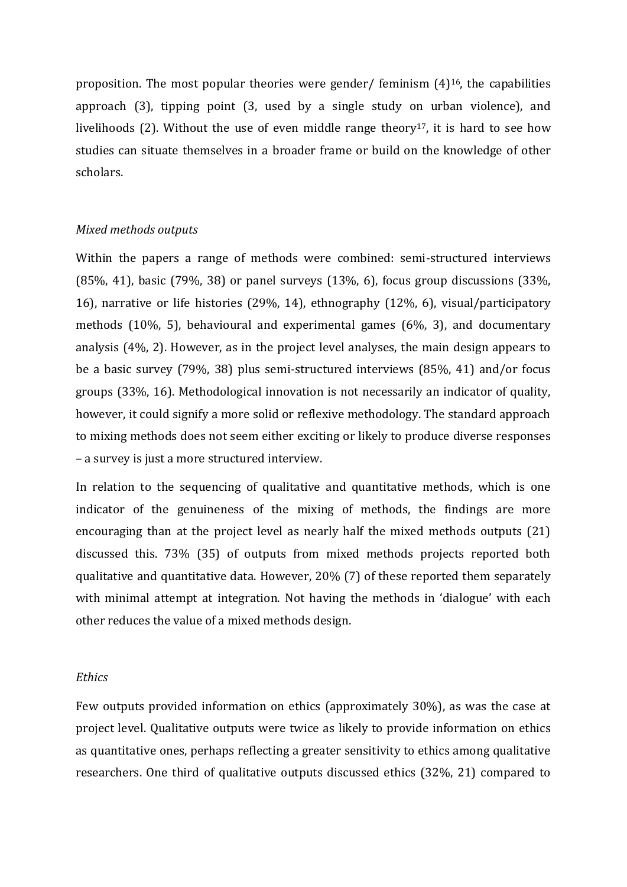proposition. The most popular theories were gender/ feminism (4)[16], the capabilities approach (3), tipping point (3, used by a single study on urban violence), and livelihoods (2). Without the use of even middle range theory[17], it is hard to see how studies can situate themselves in a broader frame or build on the knowledge of other scholars.

*Mixed methods outputs*

Within the papers a range of methods were combined: semi-structured interviews (85%, 41), basic (79%, 38) or panel surveys (13%, 6), focus group discussions (33%, 16), narrative or life histories (29%, 14), ethnography (12%, 6), visual/participatory methods (10%, 5), behavioural and experimental games (6%, 3), and documentary analysis (4%, 2). However, as in the project level analyses, the main design appears to be a basic survey (79%, 38) plus semi-structured interviews (85%, 41) and/or focus groups (33%, 16). Methodological innovation is not necessarily an indicator of quality, however, it could signify a more solid or reflexive methodology. The standard approach to mixing methods does not seem either exciting or likely to produce diverse responses – a survey is just a more structured interview.

In relation to the sequencing of qualitative and quantitative methods, which is one indicator of the genuineness of the mixing of methods, the findings are more encouraging than at the project level as nearly half the mixed methods outputs (21) discussed this. 73% (35) of outputs from mixed methods projects reported both qualitative and quantitative data. However, 20% (7) of these reported them separately with minimal attempt at integration. Not having the methods in 'dialogue' with each other reduces the value of a mixed methods design.

*Ethics*

Few outputs provided information on ethics (approximately 30%), as was the case at project level. Qualitative outputs were twice as likely to provide information on ethics as quantitative ones, perhaps reflecting a greater sensitivity to ethics among qualitative researchers. One third of qualitative outputs discussed ethics (32%, 21) compared to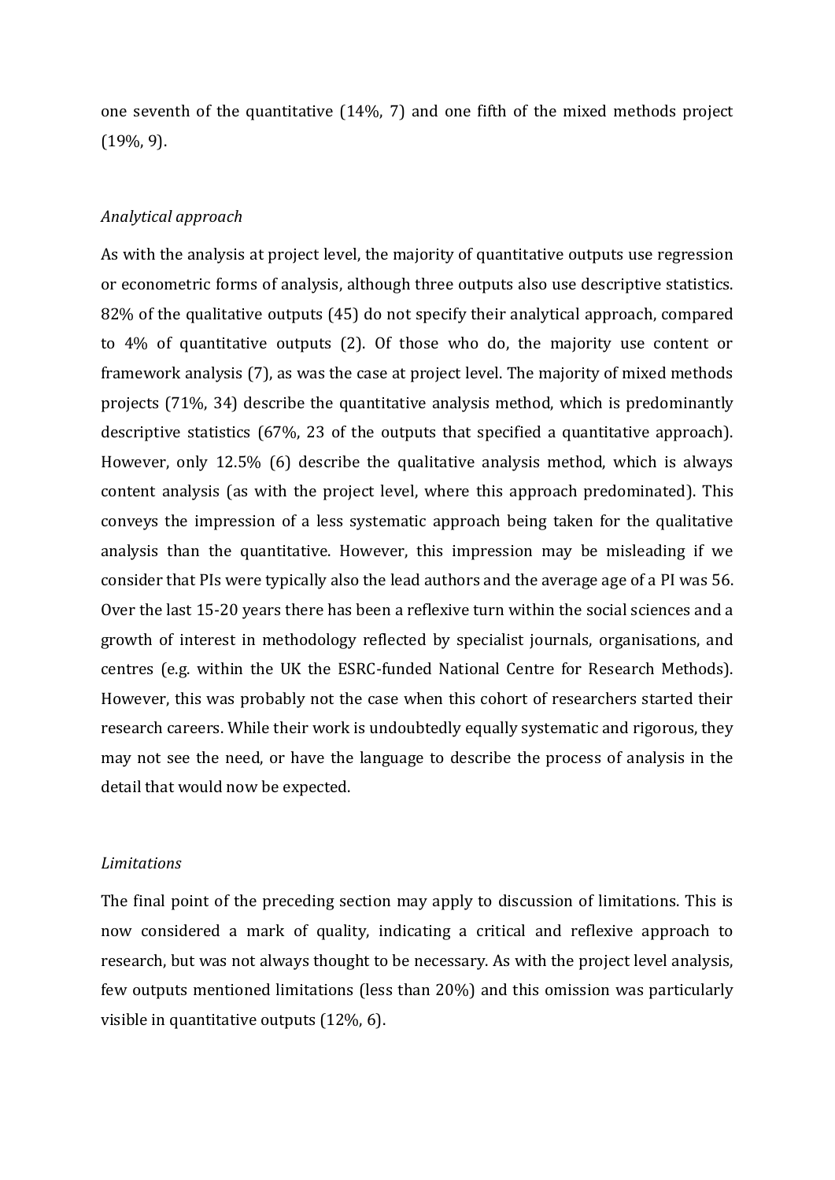one seventh of the quantitative (14%, 7) and one fifth of the mixed methods project (19%, 9).

*Analytical approach*

As with the analysis at project level, the majority of quantitative outputs use regression or econometric forms of analysis, although three outputs also use descriptive statistics. 82% of the qualitative outputs (45) do not specify their analytical approach, compared to 4% of quantitative outputs (2). Of those who do, the majority use content or framework analysis (7), as was the case at project level. The majority of mixed methods projects (71%, 34) describe the quantitative analysis method, which is predominantly descriptive statistics (67%, 23 of the outputs that specified a quantitative approach). However, only 12.5% (6) describe the qualitative analysis method, which is always content analysis (as with the project level, where this approach predominated). This conveys the impression of a less systematic approach being taken for the qualitative analysis than the quantitative. However, this impression may be misleading if we consider that PIs were typically also the lead authors and the average age of a PI was 56. Over the last 15-20 years there has been a reflexive turn within the social sciences and a growth of interest in methodology reflected by specialist journals, organisations, and centres (e.g. within the UK the ESRC-funded National Centre for Research Methods). However, this was probably not the case when this cohort of researchers started their research careers. While their work is undoubtedly equally systematic and rigorous, they may not see the need, or have the language to describe the process of analysis in the detail that would now be expected.

*Limitations*

The final point of the preceding section may apply to discussion of limitations. This is now considered a mark of quality, indicating a critical and reflexive approach to research, but was not always thought to be necessary. As with the project level analysis, few outputs mentioned limitations (less than 20%) and this omission was particularly visible in quantitative outputs (12%, 6).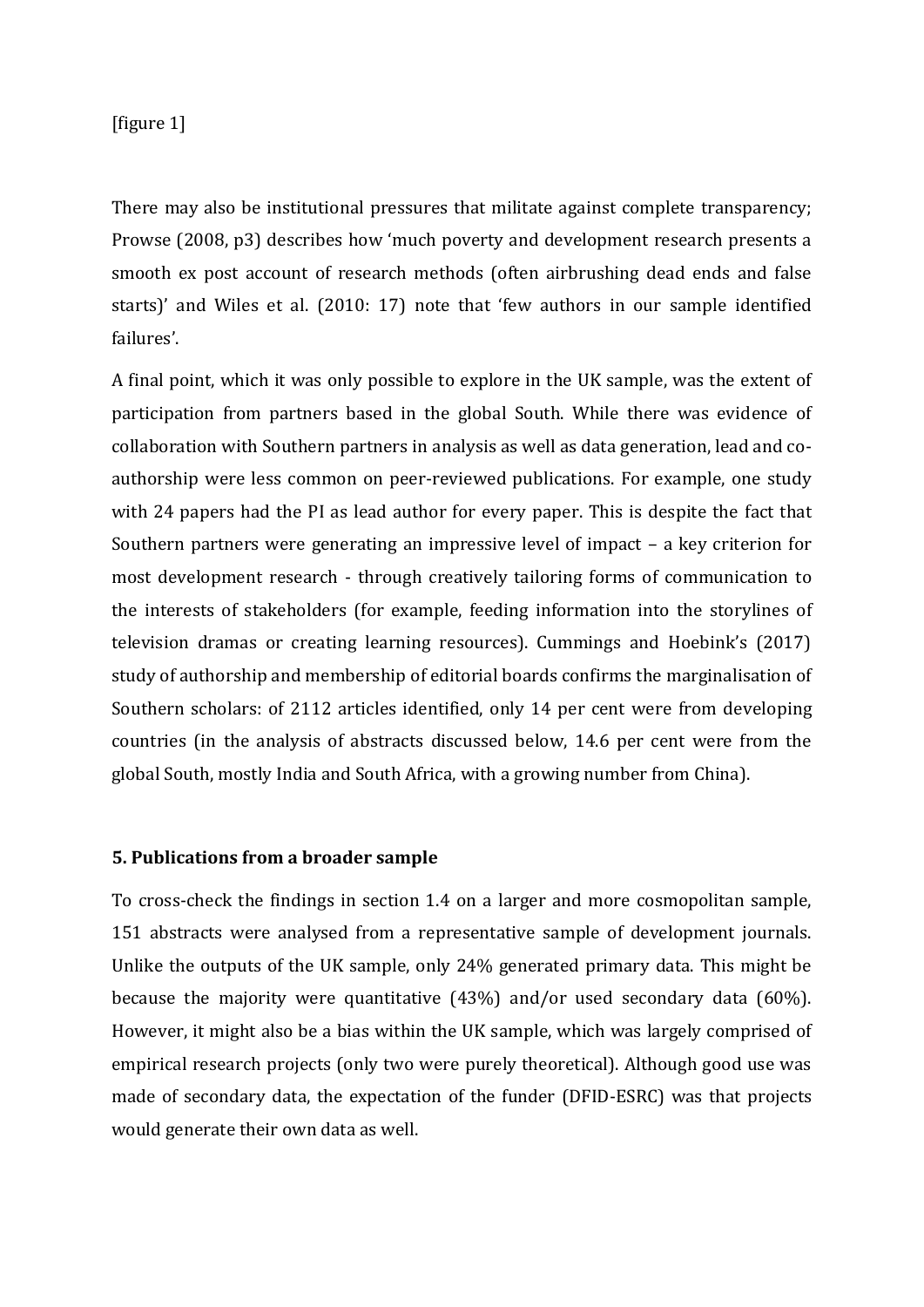[figure 1]

There may also be institutional pressures that militate against complete transparency; Prowse (2008, p3) describes how 'much poverty and development research presents a smooth ex post account of research methods (often airbrushing dead ends and false starts)' and Wiles et al. (2010: 17) note that 'few authors in our sample identified failures'.

A final point, which it was only possible to explore in the UK sample, was the extent of participation from partners based in the global South. While there was evidence of collaboration with Southern partners in analysis as well as data generation, lead and co-authorship were less common on peer-reviewed publications. For example, one study with 24 papers had the PI as lead author for every paper. This is despite the fact that Southern partners were generating an impressive level of impact – a key criterion for most development research - through creatively tailoring forms of communication to the interests of stakeholders (for example, feeding information into the storylines of television dramas or creating learning resources). Cummings and Hoebink's (2017) study of authorship and membership of editorial boards confirms the marginalisation of Southern scholars: of 2112 articles identified, only 14 per cent were from developing countries (in the analysis of abstracts discussed below, 14.6 per cent were from the global South, mostly India and South Africa, with a growing number from China).

### 5. Publications from a broader sample

To cross-check the findings in section 1.4 on a larger and more cosmopolitan sample, 151 abstracts were analysed from a representative sample of development journals. Unlike the outputs of the UK sample, only 24% generated primary data. This might be because the majority were quantitative (43%) and/or used secondary data (60%). However, it might also be a bias within the UK sample, which was largely comprised of empirical research projects (only two were purely theoretical). Although good use was made of secondary data, the expectation of the funder (DFID-ESRC) was that projects would generate their own data as well.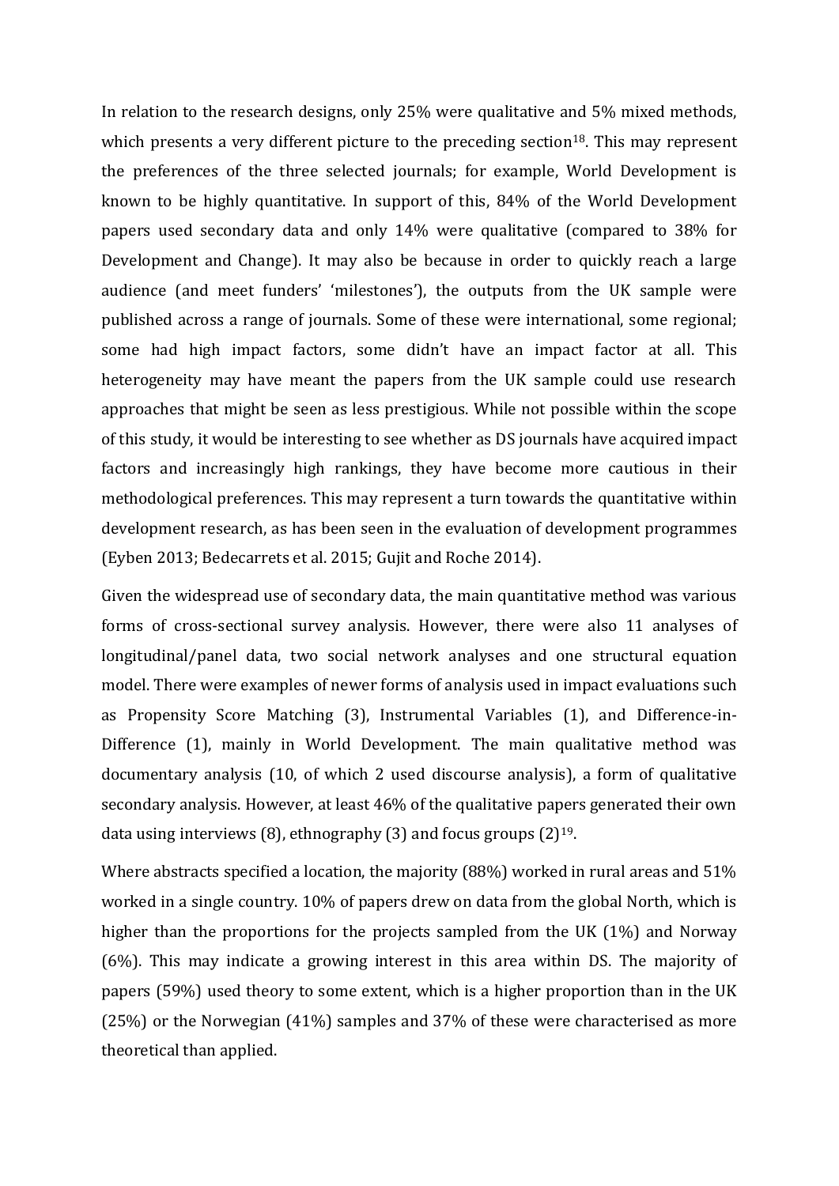In relation to the research designs, only 25% were qualitative and 5% mixed methods, which presents a very different picture to the preceding section[18]. This may represent the preferences of the three selected journals; for example, World Development is known to be highly quantitative. In support of this, 84% of the World Development papers used secondary data and only 14% were qualitative (compared to 38% for Development and Change). It may also be because in order to quickly reach a large audience (and meet funders' 'milestones'), the outputs from the UK sample were published across a range of journals. Some of these were international, some regional; some had high impact factors, some didn't have an impact factor at all. This heterogeneity may have meant the papers from the UK sample could use research approaches that might be seen as less prestigious. While not possible within the scope of this study, it would be interesting to see whether as DS journals have acquired impact factors and increasingly high rankings, they have become more cautious in their methodological preferences. This may represent a turn towards the quantitative within development research, as has been seen in the evaluation of development programmes (Eyben 2013; Bedecarrets et al. 2015; Gujit and Roche 2014).

Given the widespread use of secondary data, the main quantitative method was various forms of cross-sectional survey analysis. However, there were also 11 analyses of longitudinal/panel data, two social network analyses and one structural equation model. There were examples of newer forms of analysis used in impact evaluations such as Propensity Score Matching (3), Instrumental Variables (1), and Difference-in-Difference (1), mainly in World Development. The main qualitative method was documentary analysis (10, of which 2 used discourse analysis), a form of qualitative secondary analysis. However, at least 46% of the qualitative papers generated their own data using interviews (8), ethnography (3) and focus groups (2)[19].

Where abstracts specified a location, the majority (88%) worked in rural areas and 51% worked in a single country. 10% of papers drew on data from the global North, which is higher than the proportions for the projects sampled from the UK (1%) and Norway (6%). This may indicate a growing interest in this area within DS. The majority of papers (59%) used theory to some extent, which is a higher proportion than in the UK (25%) or the Norwegian (41%) samples and 37% of these were characterised as more theoretical than applied.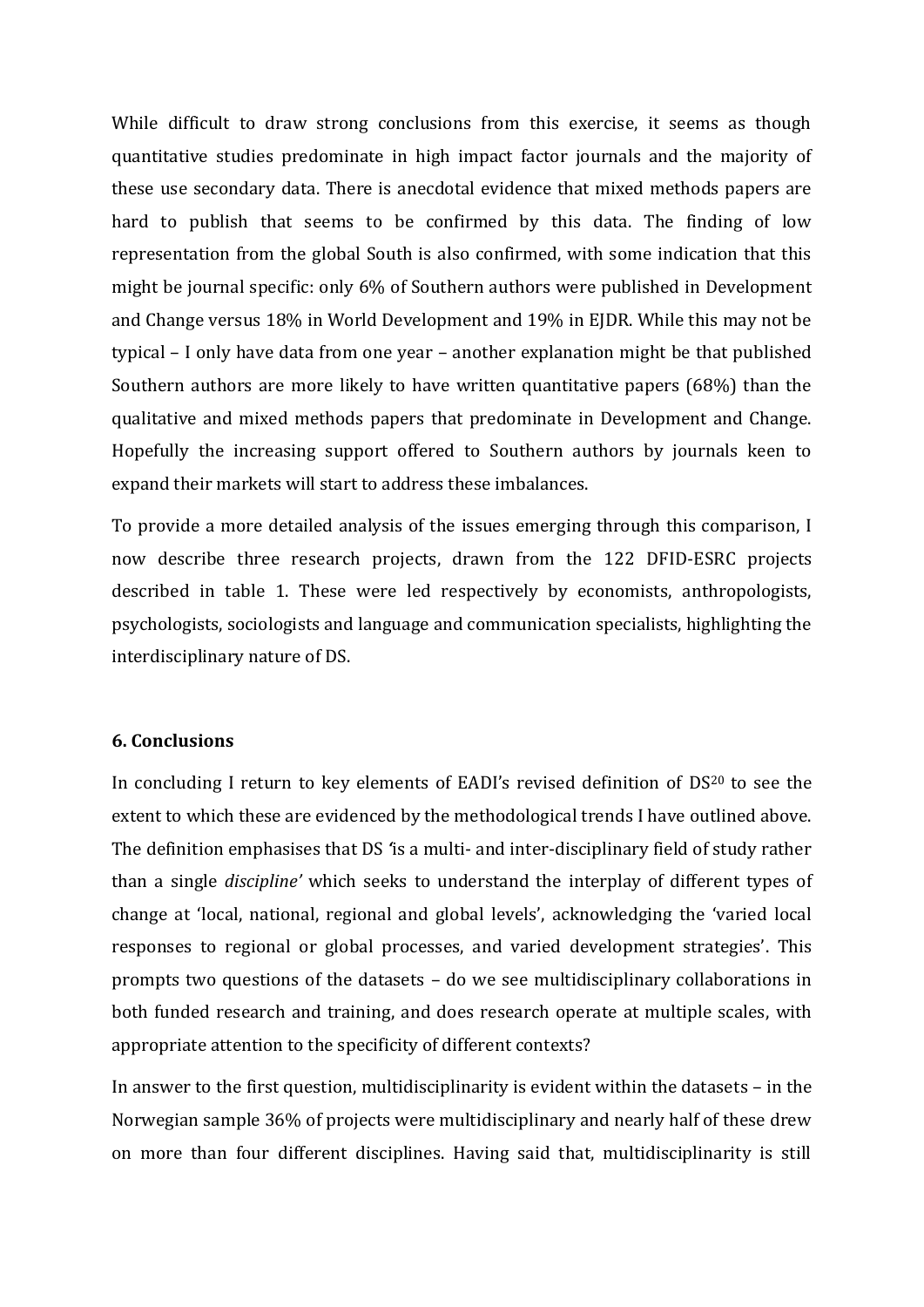While difficult to draw strong conclusions from this exercise, it seems as though quantitative studies predominate in high impact factor journals and the majority of these use secondary data. There is anecdotal evidence that mixed methods papers are hard to publish that seems to be confirmed by this data. The finding of low representation from the global South is also confirmed, with some indication that this might be journal specific: only 6% of Southern authors were published in Development and Change versus 18% in World Development and 19% in EJDR. While this may not be typical – I only have data from one year – another explanation might be that published Southern authors are more likely to have written quantitative papers (68%) than the qualitative and mixed methods papers that predominate in Development and Change. Hopefully the increasing support offered to Southern authors by journals keen to expand their markets will start to address these imbalances.

To provide a more detailed analysis of the issues emerging through this comparison, I now describe three research projects, drawn from the 122 DFID-ESRC projects described in table 1. These were led respectively by economists, anthropologists, psychologists, sociologists and language and communication specialists, highlighting the interdisciplinary nature of DS.

### 6. Conclusions

In concluding I return to key elements of EADI's revised definition of DS[20] to see the extent to which these are evidenced by the methodological trends I have outlined above. The definition emphasises that DS *'*is a multi- and inter-disciplinary field of study rather than a single *discipline'* which seeks to understand the interplay of different types of change at 'local, national, regional and global levels', acknowledging the 'varied local responses to regional or global processes, and varied development strategies'. This prompts two questions of the datasets – do we see multidisciplinary collaborations in both funded research and training, and does research operate at multiple scales, with appropriate attention to the specificity of different contexts?

In answer to the first question, multidisciplinarity is evident within the datasets – in the Norwegian sample 36% of projects were multidisciplinary and nearly half of these drew on more than four different disciplines. Having said that, multidisciplinarity is still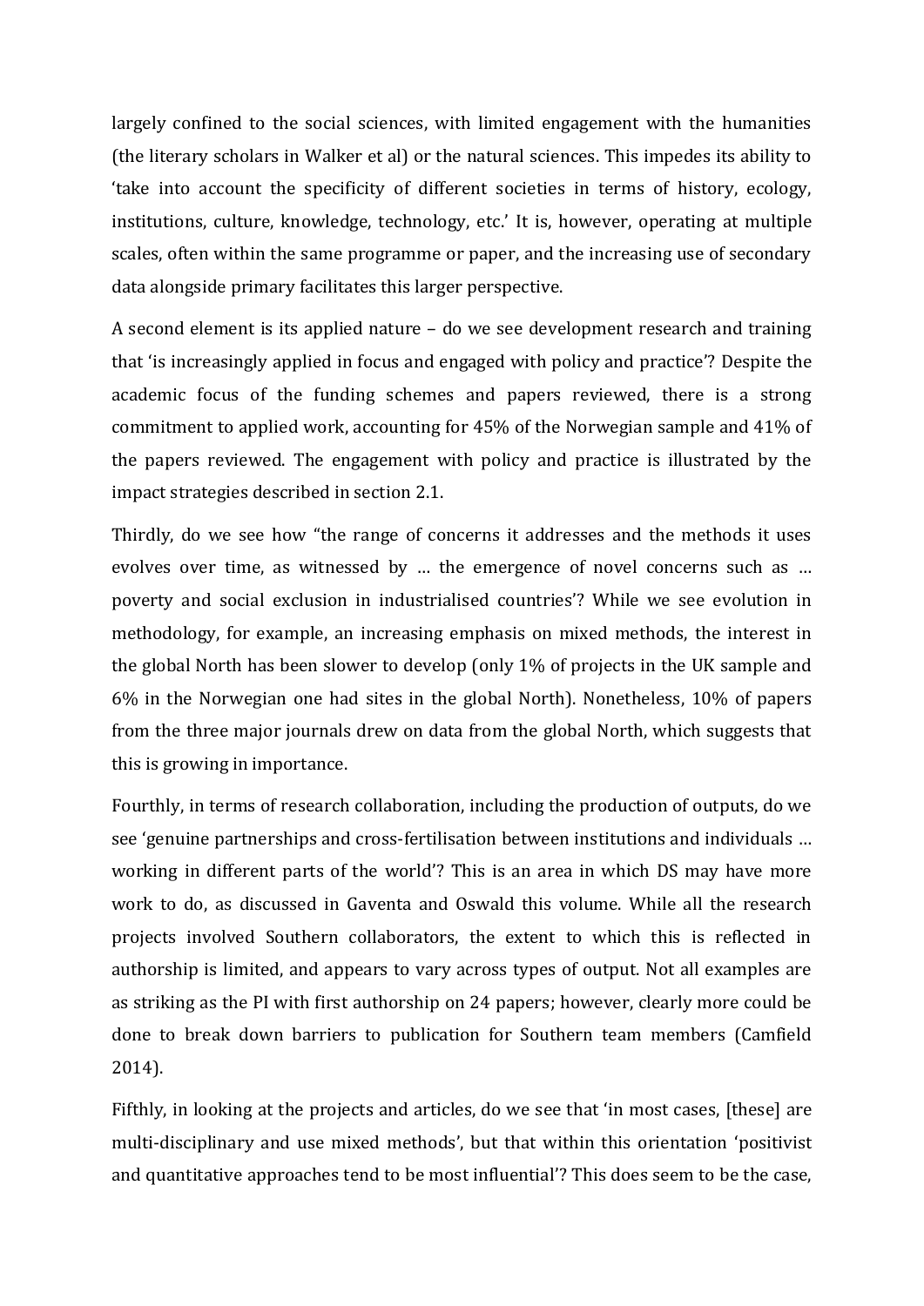largely confined to the social sciences, with limited engagement with the humanities (the literary scholars in Walker et al) or the natural sciences. This impedes its ability to 'take into account the specificity of different societies in terms of history, ecology, institutions, culture, knowledge, technology, etc.' It is, however, operating at multiple scales, often within the same programme or paper, and the increasing use of secondary data alongside primary facilitates this larger perspective.

A second element is its applied nature – do we see development research and training that 'is increasingly applied in focus and engaged with policy and practice'? Despite the academic focus of the funding schemes and papers reviewed, there is a strong commitment to applied work, accounting for 45% of the Norwegian sample and 41% of the papers reviewed. The engagement with policy and practice is illustrated by the impact strategies described in section 2.1.

Thirdly, do we see how "the range of concerns it addresses and the methods it uses evolves over time, as witnessed by … the emergence of novel concerns such as … poverty and social exclusion in industrialised countries'? While we see evolution in methodology, for example, an increasing emphasis on mixed methods, the interest in the global North has been slower to develop (only 1% of projects in the UK sample and 6% in the Norwegian one had sites in the global North). Nonetheless, 10% of papers from the three major journals drew on data from the global North, which suggests that this is growing in importance.

Fourthly, in terms of research collaboration, including the production of outputs, do we see 'genuine partnerships and cross-fertilisation between institutions and individuals … working in different parts of the world'? This is an area in which DS may have more work to do, as discussed in Gaventa and Oswald this volume. While all the research projects involved Southern collaborators, the extent to which this is reflected in authorship is limited, and appears to vary across types of output. Not all examples are as striking as the PI with first authorship on 24 papers; however, clearly more could be done to break down barriers to publication for Southern team members (Camfield 2014).

Fifthly, in looking at the projects and articles, do we see that 'in most cases, [these] are multi-disciplinary and use mixed methods', but that within this orientation 'positivist and quantitative approaches tend to be most influential'? This does seem to be the case,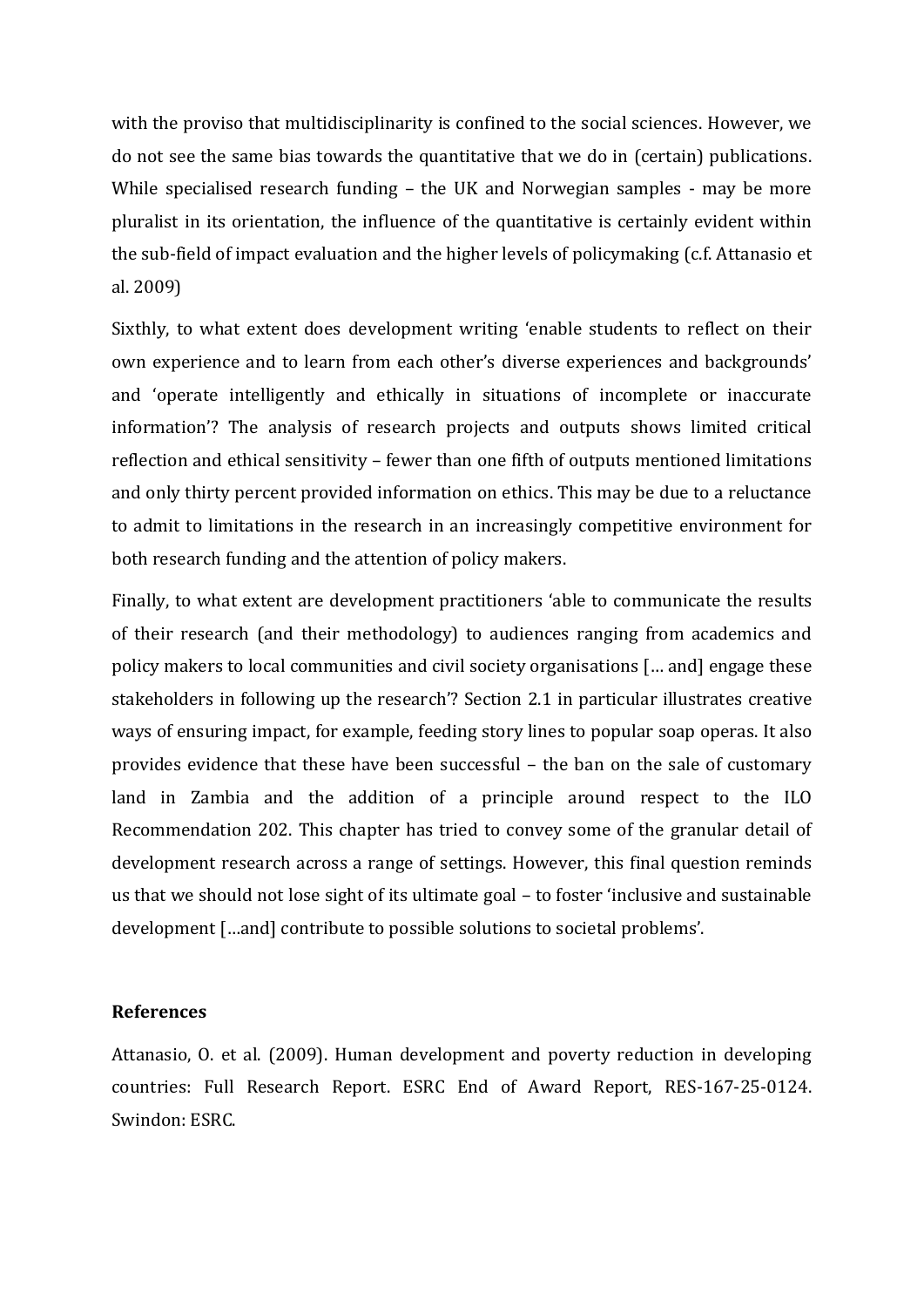with the proviso that multidisciplinarity is confined to the social sciences. However, we do not see the same bias towards the quantitative that we do in (certain) publications. While specialised research funding – the UK and Norwegian samples - may be more pluralist in its orientation, the influence of the quantitative is certainly evident within the sub-field of impact evaluation and the higher levels of policymaking (c.f. Attanasio et al. 2009)

Sixthly, to what extent does development writing 'enable students to reflect on their own experience and to learn from each other's diverse experiences and backgrounds' and 'operate intelligently and ethically in situations of incomplete or inaccurate information'? The analysis of research projects and outputs shows limited critical reflection and ethical sensitivity – fewer than one fifth of outputs mentioned limitations and only thirty percent provided information on ethics. This may be due to a reluctance to admit to limitations in the research in an increasingly competitive environment for both research funding and the attention of policy makers.

Finally, to what extent are development practitioners 'able to communicate the results of their research (and their methodology) to audiences ranging from academics and policy makers to local communities and civil society organisations [… and] engage these stakeholders in following up the research'? Section 2.1 in particular illustrates creative ways of ensuring impact, for example, feeding story lines to popular soap operas. It also provides evidence that these have been successful – the ban on the sale of customary land in Zambia and the addition of a principle around respect to the ILO Recommendation 202. This chapter has tried to convey some of the granular detail of development research across a range of settings. However, this final question reminds us that we should not lose sight of its ultimate goal – to foster 'inclusive and sustainable development […and] contribute to possible solutions to societal problems'.

## References

Attanasio, O. et al. (2009). Human development and poverty reduction in developing countries: Full Research Report. ESRC End of Award Report, RES-167-25-0124. Swindon: ESRC.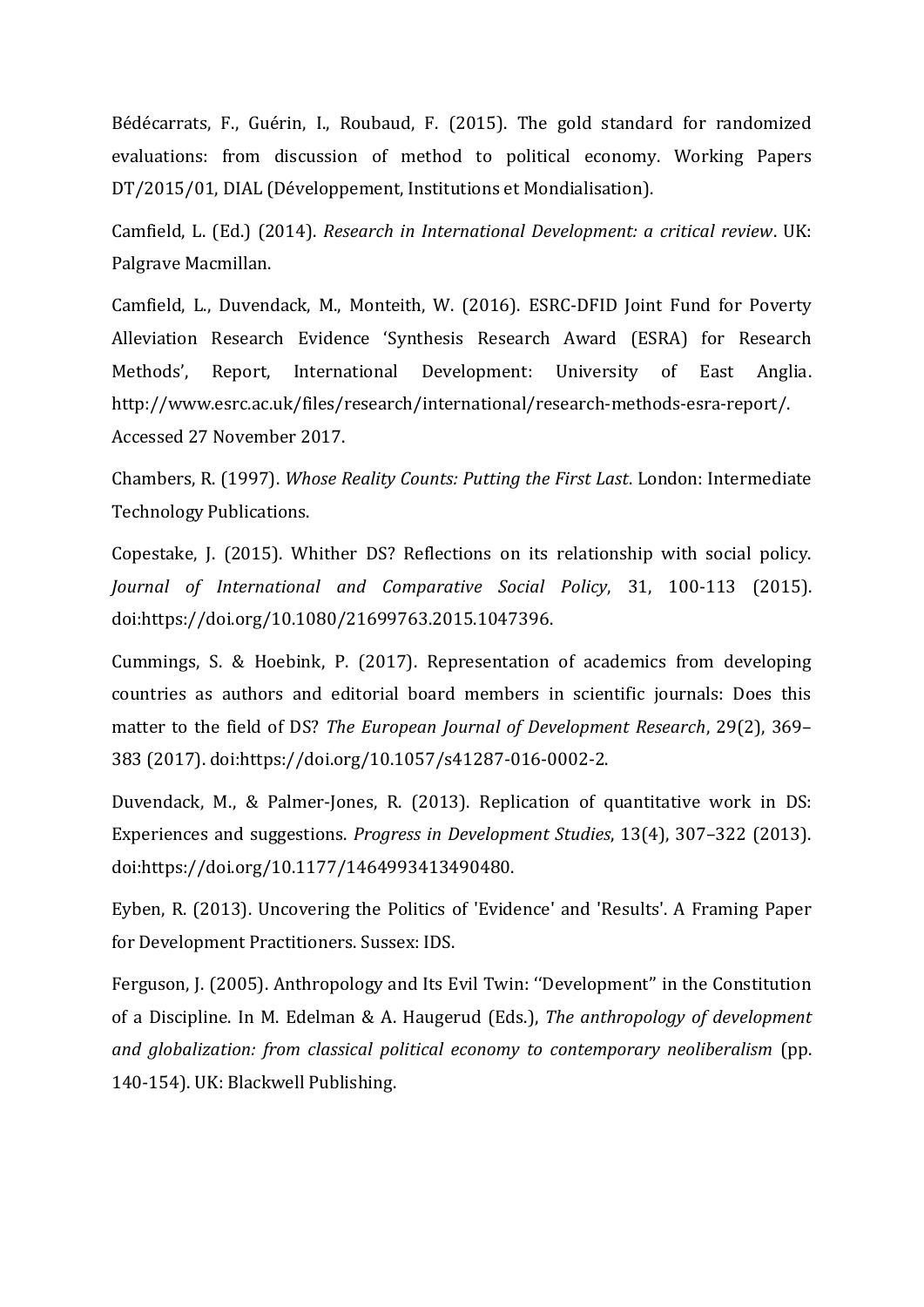Bédécarrats, F., Guérin, I., Roubaud, F. (2015). The gold standard for randomized evaluations: from discussion of method to political economy. Working Papers DT/2015/01, DIAL (Développement, Institutions et Mondialisation).

Camfield, L. (Ed.) (2014). *Research in International Development: a critical review*. UK: Palgrave Macmillan.

Camfield, L., Duvendack, M., Monteith, W. (2016). ESRC-DFID Joint Fund for Poverty Alleviation Research Evidence 'Synthesis Research Award (ESRA) for Research Methods', Report, International Development: University of East Anglia. http://www.esrc.ac.uk/files/research/international/research-methods-esra-report/. Accessed 27 November 2017.

Chambers, R. (1997). *Whose Reality Counts: Putting the First Last*. London: Intermediate Technology Publications.

Copestake, J. (2015). Whither DS? Reflections on its relationship with social policy. *Journal of International and Comparative Social Policy*, 31, 100-113 (2015). doi:https://doi.org/10.1080/21699763.2015.1047396.

Cummings, S. & Hoebink, P. (2017). Representation of academics from developing countries as authors and editorial board members in scientific journals: Does this matter to the field of DS? *The European Journal of Development Research*, 29(2), 369–383 (2017). doi:https://doi.org/10.1057/s41287-016-0002-2.

Duvendack, M., & Palmer-Jones, R. (2013). Replication of quantitative work in DS: Experiences and suggestions. *Progress in Development Studies*, 13(4), 307–322 (2013). doi:https://doi.org/10.1177/1464993413490480.

Eyben, R. (2013). Uncovering the Politics of 'Evidence' and 'Results'. A Framing Paper for Development Practitioners. Sussex: IDS.

Ferguson, J. (2005). Anthropology and Its Evil Twin: ''Development'' in the Constitution of a Discipline. In M. Edelman & A. Haugerud (Eds.), *The anthropology of development and globalization: from classical political economy to contemporary neoliberalism* (pp. 140-154). UK: Blackwell Publishing.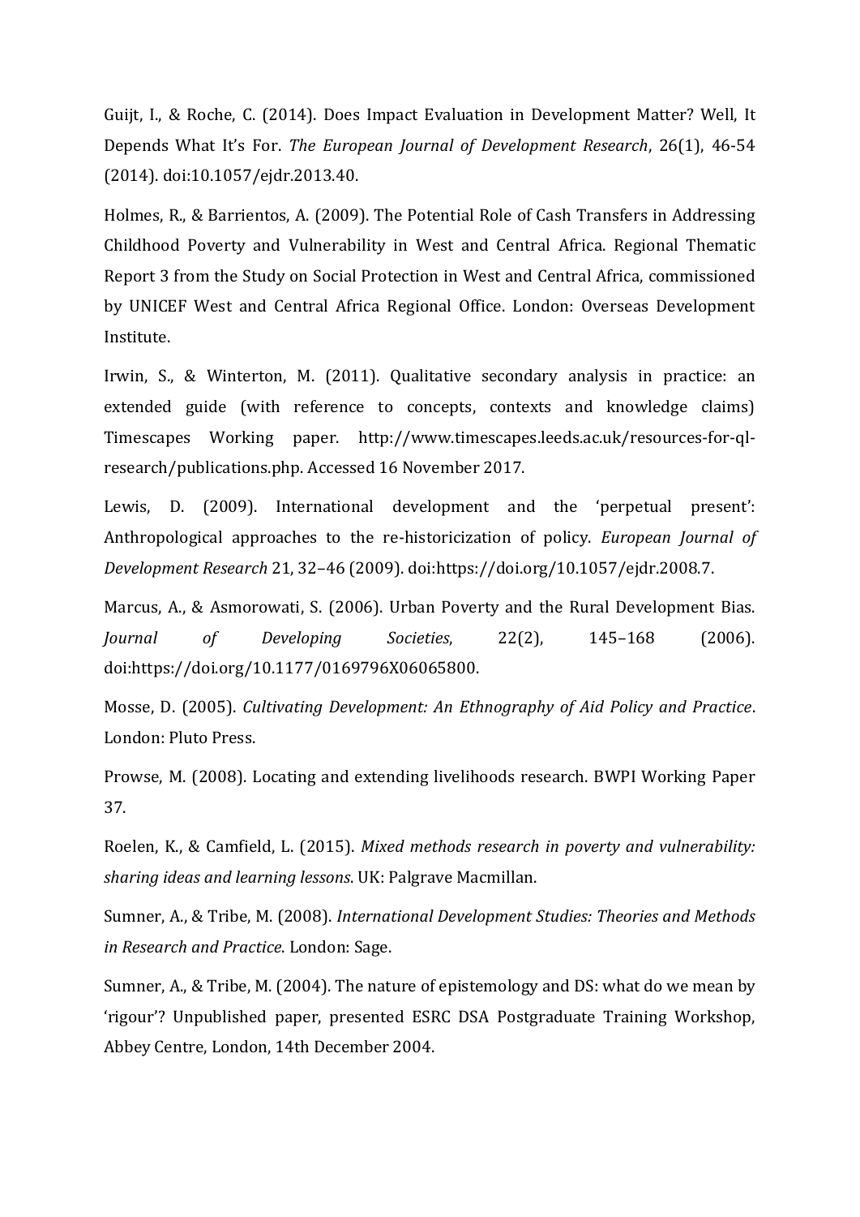Guijt, I., & Roche, C. (2014). Does Impact Evaluation in Development Matter? Well, It Depends What It's For. *The European Journal of Development Research*, 26(1), 46-54 (2014). doi:10.1057/ejdr.2013.40.

Holmes, R., & Barrientos, A. (2009). The Potential Role of Cash Transfers in Addressing Childhood Poverty and Vulnerability in West and Central Africa. Regional Thematic Report 3 from the Study on Social Protection in West and Central Africa, commissioned by UNICEF West and Central Africa Regional Office. London: Overseas Development Institute.

Irwin, S., & Winterton, M. (2011). Qualitative secondary analysis in practice: an extended guide (with reference to concepts, contexts and knowledge claims) Timescapes Working paper. http://www.timescapes.leeds.ac.uk/resources-for-ql-research/publications.php. Accessed 16 November 2017.

Lewis, D. (2009). International development and the 'perpetual present': Anthropological approaches to the re-historicization of policy. *European Journal of Development Research* 21, 32–46 (2009). doi:https://doi.org/10.1057/ejdr.2008.7.

Marcus, A., & Asmorowati, S. (2006). Urban Poverty and the Rural Development Bias. *Journal of Developing Societies*, 22(2), 145–168 (2006). doi:https://doi.org/10.1177/0169796X06065800.

Mosse, D. (2005). *Cultivating Development: An Ethnography of Aid Policy and Practice*. London: Pluto Press.

Prowse, M. (2008). Locating and extending livelihoods research. BWPI Working Paper 37.

Roelen, K., & Camfield, L. (2015). *Mixed methods research in poverty and vulnerability: sharing ideas and learning lessons*. UK: Palgrave Macmillan.

Sumner, A., & Tribe, M. (2008). *International Development Studies: Theories and Methods in Research and Practice*. London: Sage.

Sumner, A., & Tribe, M. (2004). The nature of epistemology and DS: what do we mean by 'rigour'? Unpublished paper, presented ESRC DSA Postgraduate Training Workshop, Abbey Centre, London, 14th December 2004.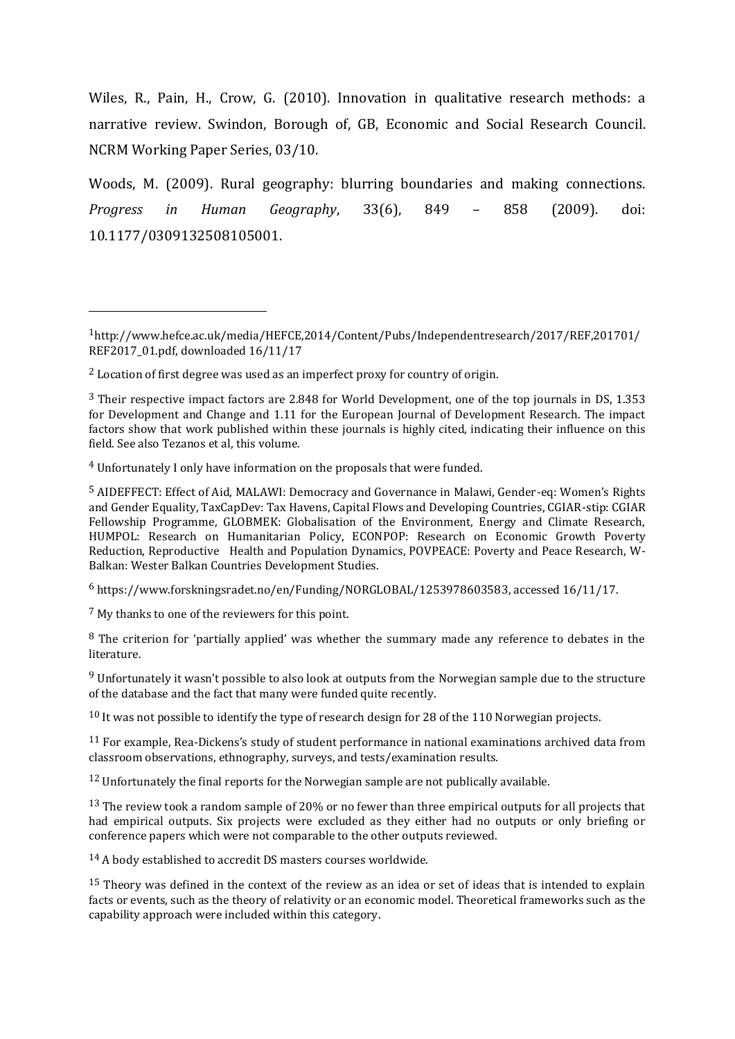Wiles, R., Pain, H., Crow, G. (2010). Innovation in qualitative research methods: a narrative review. Swindon, Borough of, GB, Economic and Social Research Council. NCRM Working Paper Series, 03/10.

Woods, M. (2009). Rural geography: blurring boundaries and making connections. *Progress in Human Geography*, 33(6), 849 – 858 (2009). doi: 10.1177/0309132508105001.

---

[1] http://www.hefce.ac.uk/media/HEFCE,2014/Content/Pubs/Independentresearch/2017/REF,201701/REF2017_01.pdf, downloaded 16/11/17

[2] Location of first degree was used as an imperfect proxy for country of origin.

[3] Their respective impact factors are 2.848 for World Development, one of the top journals in DS, 1.353 for Development and Change and 1.11 for the European Journal of Development Research. The impact factors show that work published within these journals is highly cited, indicating their influence on this field. See also Tezanos et al, this volume.

[4] Unfortunately I only have information on the proposals that were funded.

[5] AIDEFFECT: Effect of Aid, MALAWI: Democracy and Governance in Malawi, Gender-eq: Women's Rights and Gender Equality, TaxCapDev: Tax Havens, Capital Flows and Developing Countries, CGIAR-stip: CGIAR Fellowship Programme, GLOBMEK: Globalisation of the Environment, Energy and Climate Research, HUMPOL: Research on Humanitarian Policy, ECONPOP: Research on Economic Growth Poverty Reduction, Reproductive Health and Population Dynamics, POVPEACE: Poverty and Peace Research, W-Balkan: Wester Balkan Countries Development Studies.

[6] https://www.forskningsradet.no/en/Funding/NORGLOBAL/1253978603583, accessed 16/11/17.

[7] My thanks to one of the reviewers for this point.

[8] The criterion for 'partially applied' was whether the summary made any reference to debates in the literature.

[9] Unfortunately it wasn't possible to also look at outputs from the Norwegian sample due to the structure of the database and the fact that many were funded quite recently.

[10] It was not possible to identify the type of research design for 28 of the 110 Norwegian projects.

[11] For example, Rea-Dickens's study of student performance in national examinations archived data from classroom observations, ethnography, surveys, and tests/examination results.

[12] Unfortunately the final reports for the Norwegian sample are not publically available.

[13] The review took a random sample of 20% or no fewer than three empirical outputs for all projects that had empirical outputs. Six projects were excluded as they either had no outputs or only briefing or conference papers which were not comparable to the other outputs reviewed.

[14] A body established to accredit DS masters courses worldwide.

[15] Theory was defined in the context of the review as an idea or set of ideas that is intended to explain facts or events, such as the theory of relativity or an economic model. Theoretical frameworks such as the capability approach were included within this category.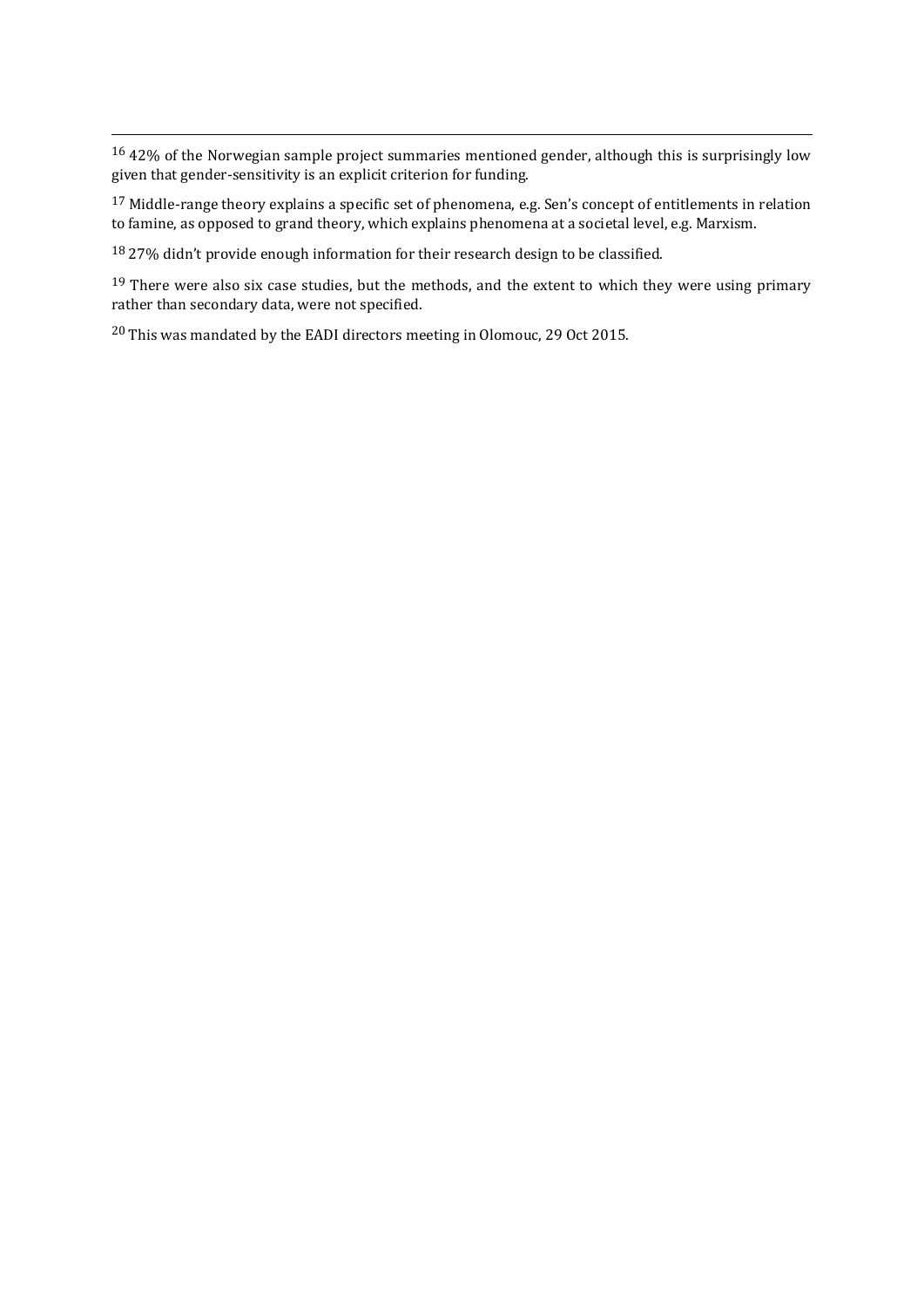[16] 42% of the Norwegian sample project summaries mentioned gender, although this is surprisingly low given that gender-sensitivity is an explicit criterion for funding.

[17] Middle-range theory explains a specific set of phenomena, e.g. Sen's concept of entitlements in relation to famine, as opposed to grand theory, which explains phenomena at a societal level, e.g. Marxism.

[18] 27% didn't provide enough information for their research design to be classified.

[19] There were also six case studies, but the methods, and the extent to which they were using primary rather than secondary data, were not specified.

[20] This was mandated by the EADI directors meeting in Olomouc, 29 Oct 2015.